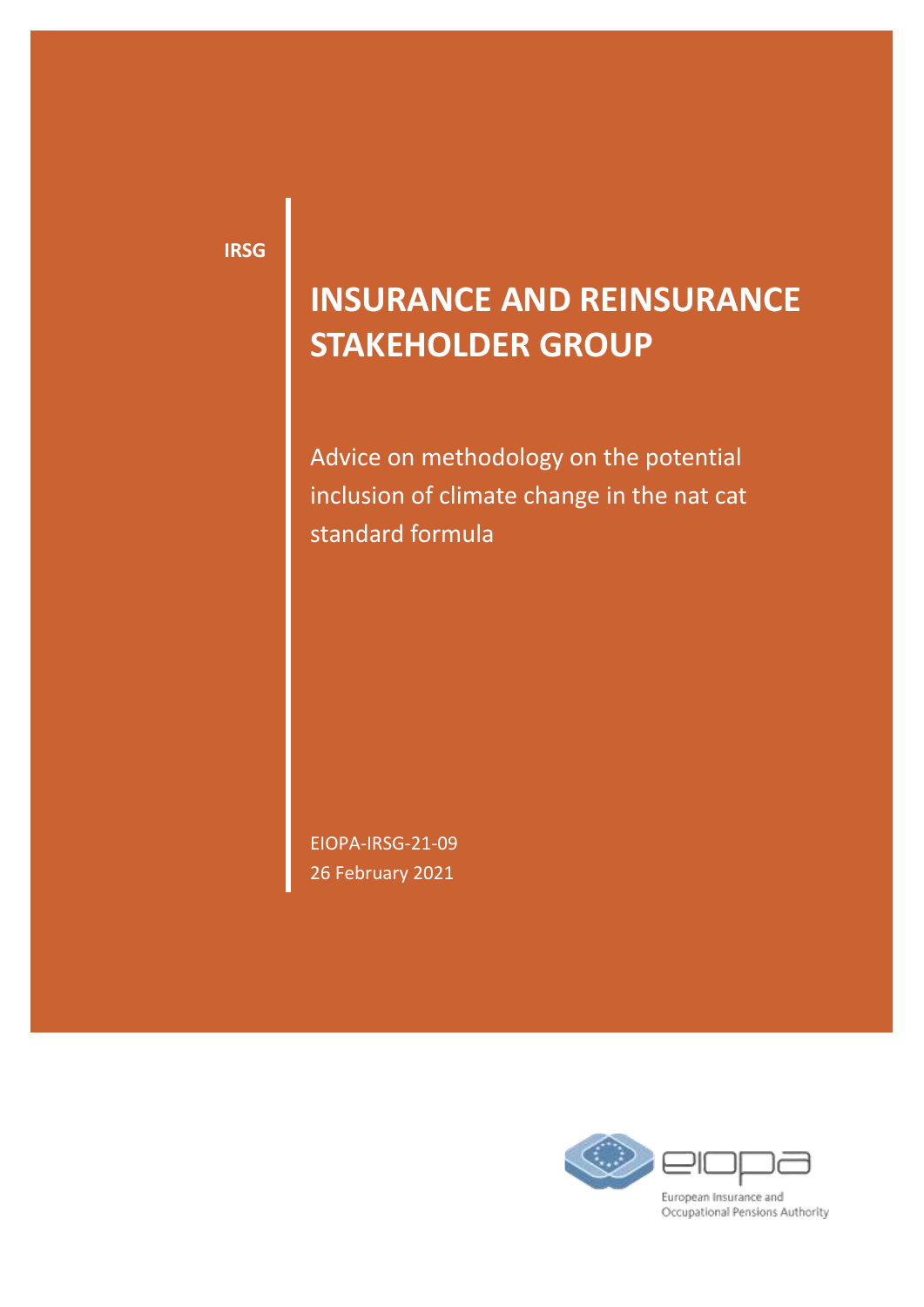IRSG

# INSURANCE AND REINSURANCE STAKEHOLDER GROUP

Advice on methodology on the potential inclusion of climate change in the nat cat standard formula

EIOPA-IRSG-21-09
26 February 2021

European Insurance and Occupational Pensions Authority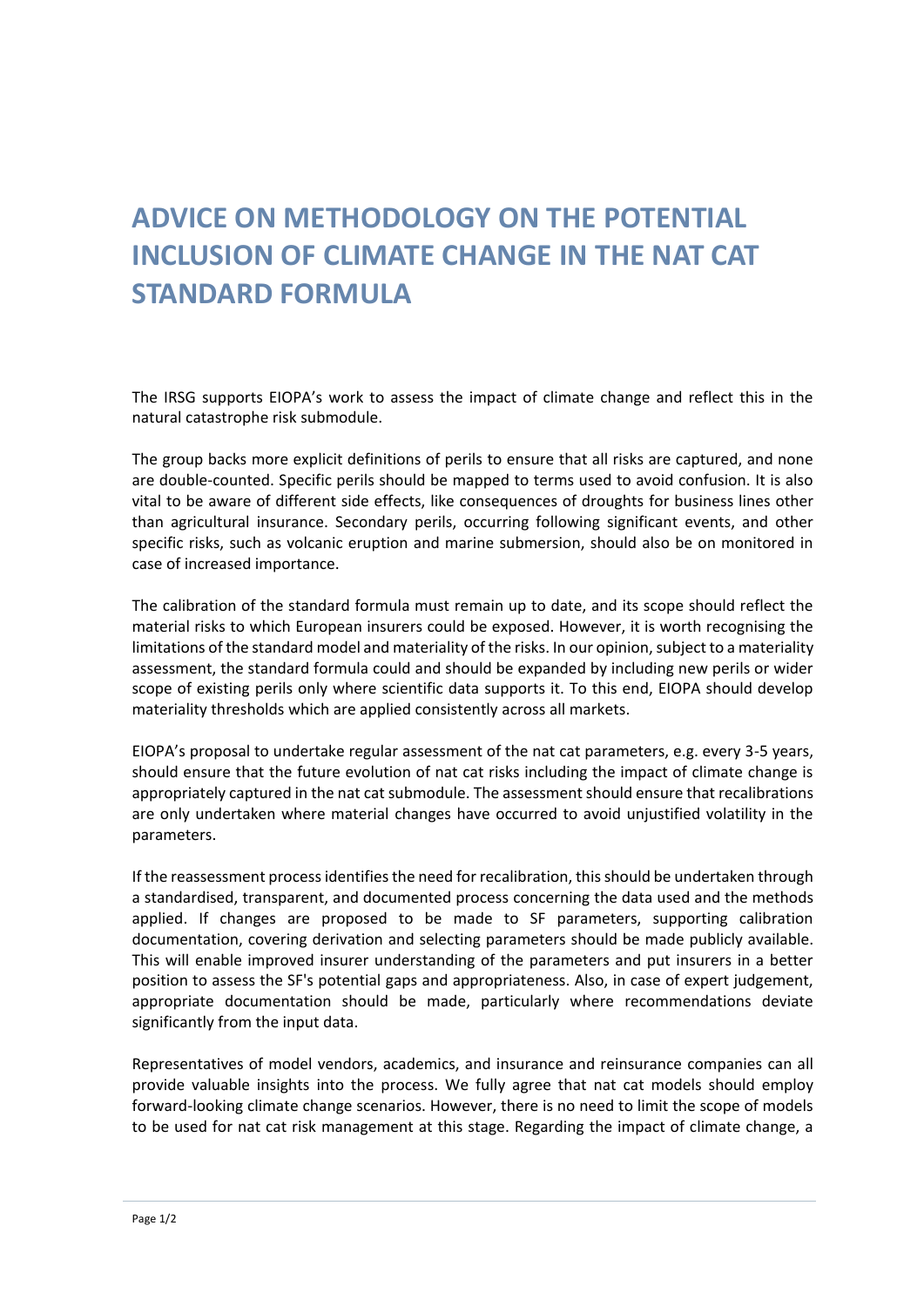# ADVICE ON METHODOLOGY ON THE POTENTIAL INCLUSION OF CLIMATE CHANGE IN THE NAT CAT STANDARD FORMULA

The IRSG supports EIOPA's work to assess the impact of climate change and reflect this in the natural catastrophe risk submodule.

The group backs more explicit definitions of perils to ensure that all risks are captured, and none are double-counted. Specific perils should be mapped to terms used to avoid confusion. It is also vital to be aware of different side effects, like consequences of droughts for business lines other than agricultural insurance. Secondary perils, occurring following significant events, and other specific risks, such as volcanic eruption and marine submersion, should also be on monitored in case of increased importance.

The calibration of the standard formula must remain up to date, and its scope should reflect the material risks to which European insurers could be exposed. However, it is worth recognising the limitations of the standard model and materiality of the risks. In our opinion, subject to a materiality assessment, the standard formula could and should be expanded by including new perils or wider scope of existing perils only where scientific data supports it. To this end, EIOPA should develop materiality thresholds which are applied consistently across all markets.

EIOPA's proposal to undertake regular assessment of the nat cat parameters, e.g. every 3-5 years, should ensure that the future evolution of nat cat risks including the impact of climate change is appropriately captured in the nat cat submodule. The assessment should ensure that recalibrations are only undertaken where material changes have occurred to avoid unjustified volatility in the parameters.

If the reassessment process identifies the need for recalibration, this should be undertaken through a standardised, transparent, and documented process concerning the data used and the methods applied. If changes are proposed to be made to SF parameters, supporting calibration documentation, covering derivation and selecting parameters should be made publicly available. This will enable improved insurer understanding of the parameters and put insurers in a better position to assess the SF's potential gaps and appropriateness. Also, in case of expert judgement, appropriate documentation should be made, particularly where recommendations deviate significantly from the input data.

Representatives of model vendors, academics, and insurance and reinsurance companies can all provide valuable insights into the process. We fully agree that nat cat models should employ forward-looking climate change scenarios. However, there is no need to limit the scope of models to be used for nat cat risk management at this stage. Regarding the impact of climate change, a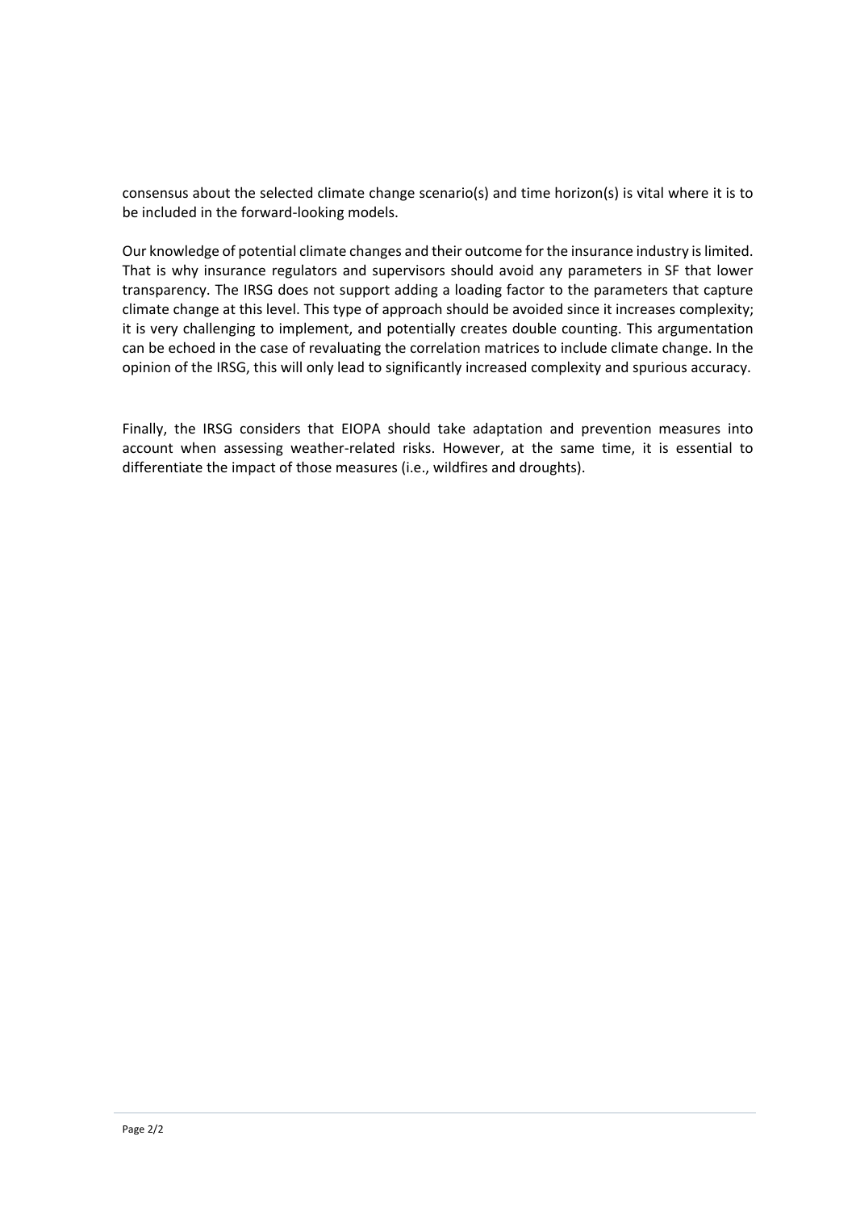consensus about the selected climate change scenario(s) and time horizon(s) is vital where it is to be included in the forward-looking models.

Our knowledge of potential climate changes and their outcome for the insurance industry is limited. That is why insurance regulators and supervisors should avoid any parameters in SF that lower transparency. The IRSG does not support adding a loading factor to the parameters that capture climate change at this level. This type of approach should be avoided since it increases complexity; it is very challenging to implement, and potentially creates double counting. This argumentation can be echoed in the case of revaluating the correlation matrices to include climate change. In the opinion of the IRSG, this will only lead to significantly increased complexity and spurious accuracy.

Finally, the IRSG considers that EIOPA should take adaptation and prevention measures into account when assessing weather-related risks. However, at the same time, it is essential to differentiate the impact of those measures (i.e., wildfires and droughts).